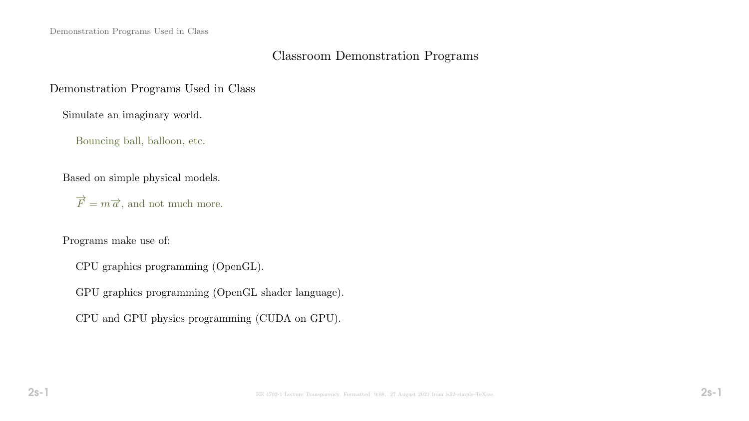# Classroom Demonstration Programs

## Demonstration Programs Used in Class

Simulate an imaginary world.

- Bouncing ball, balloon, etc.

Based on simple physical models.

- $\overrightarrow{F} = m\overrightarrow{a}$, and not much more.

Programs make use of:

- CPU graphics programming (OpenGL).
- GPU graphics programming (OpenGL shader language).
- CPU and GPU physics programming (CUDA on GPU).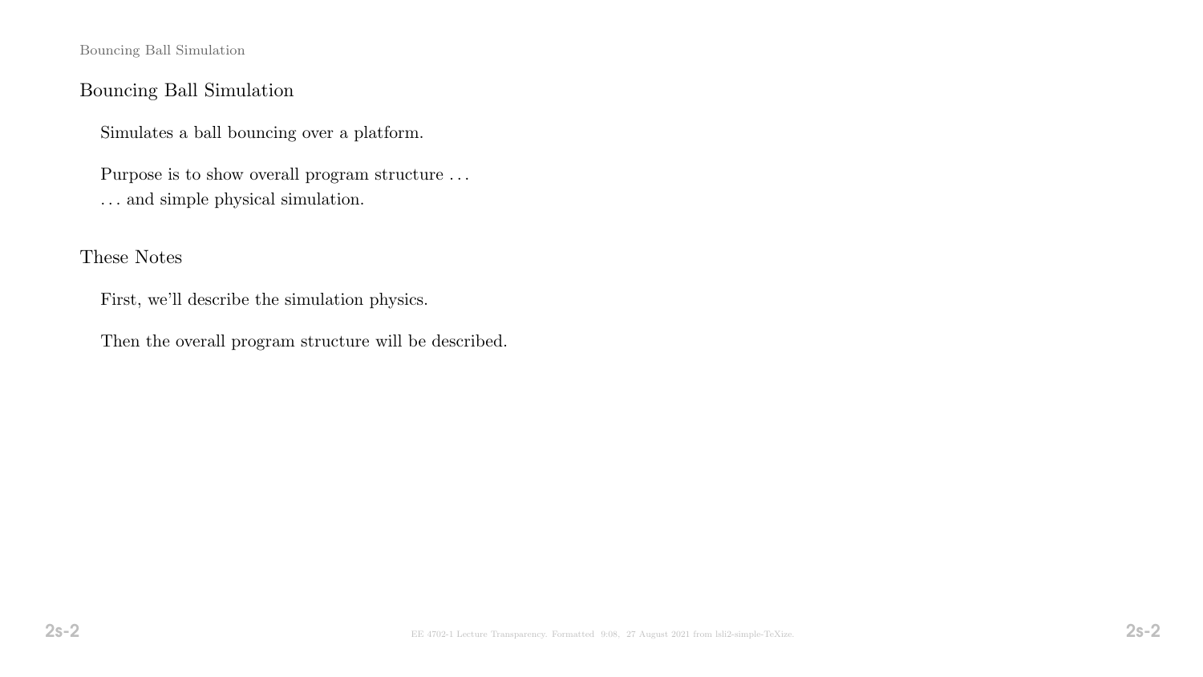## Bouncing Ball Simulation

Simulates a ball bouncing over a platform.

Purpose is to show overall program structure . . .
. . . and simple physical simulation.

## These Notes

First, we'll describe the simulation physics.

Then the overall program structure will be described.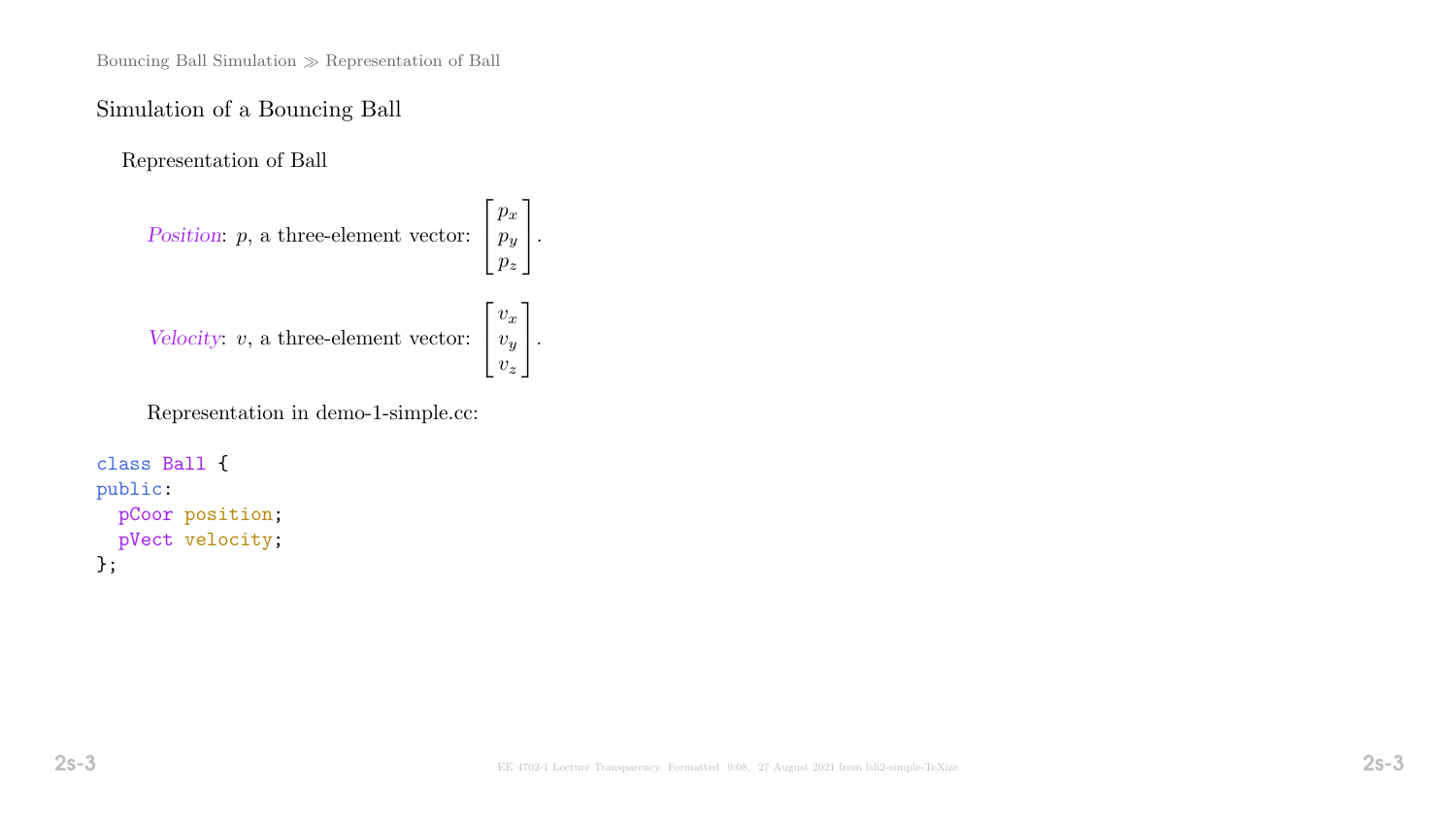## Simulation of a Bouncing Ball

### Representation of Ball

*Position*: $p$, a three-element vector: $\begin{bmatrix} p_x \\ p_y \\ p_z \end{bmatrix}$.

*Velocity*: $v$, a three-element vector: $\begin{bmatrix} v_x \\ v_y \\ v_z \end{bmatrix}$.

Representation in demo-1-simple.cc:

```
class Ball {
public:
  pCoor position;
  pVect velocity;
};
```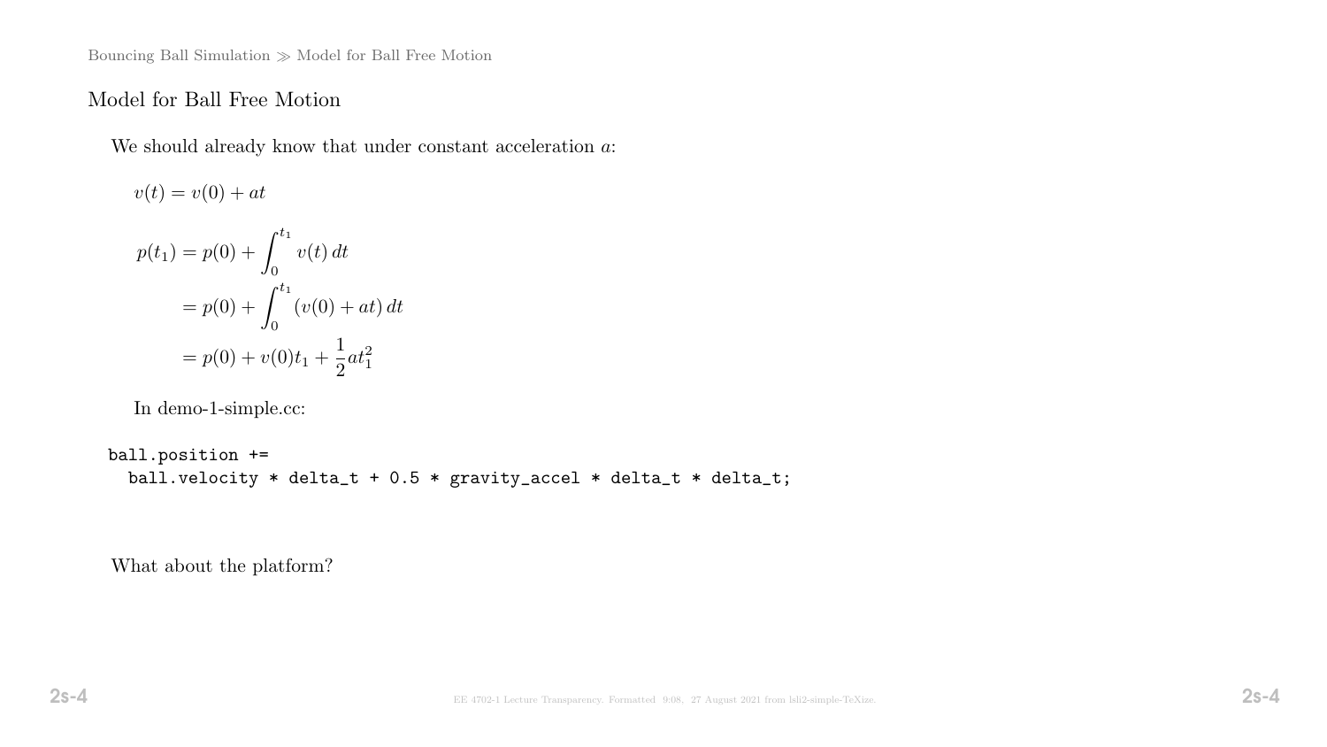## Model for Ball Free Motion

We should already know that under constant acceleration $a$:

$$v(t) = v(0) + at$$

$$\begin{aligned} p(t_1) &= p(0) + \int_0^{t_1} v(t)\,dt \\ &= p(0) + \int_0^{t_1} (v(0) + at)\,dt \\ &= p(0) + v(0)t_1 + \frac{1}{2}at_1^2 \end{aligned}$$

In demo-1-simple.cc:

```
ball.position +=
  ball.velocity * delta_t + 0.5 * gravity_accel * delta_t * delta_t;
```

What about the platform?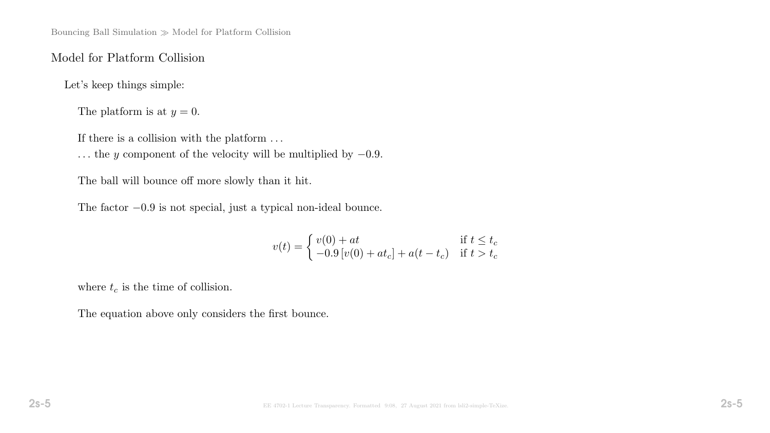## Model for Platform Collision

Let's keep things simple:

The platform is at $y = 0$.

If there is a collision with the platform ...
... the $y$ component of the velocity will be multiplied by $-0.9$.

The ball will bounce off more slowly than it hit.

The factor $-0.9$ is not special, just a typical non-ideal bounce.

$$v(t) = \begin{cases} v(0) + at & \text{if } t \leq t_c \\ -0.9\,[v(0) + at_c] + a(t - t_c) & \text{if } t > t_c \end{cases}$$

where $t_c$ is the time of collision.

The equation above only considers the first bounce.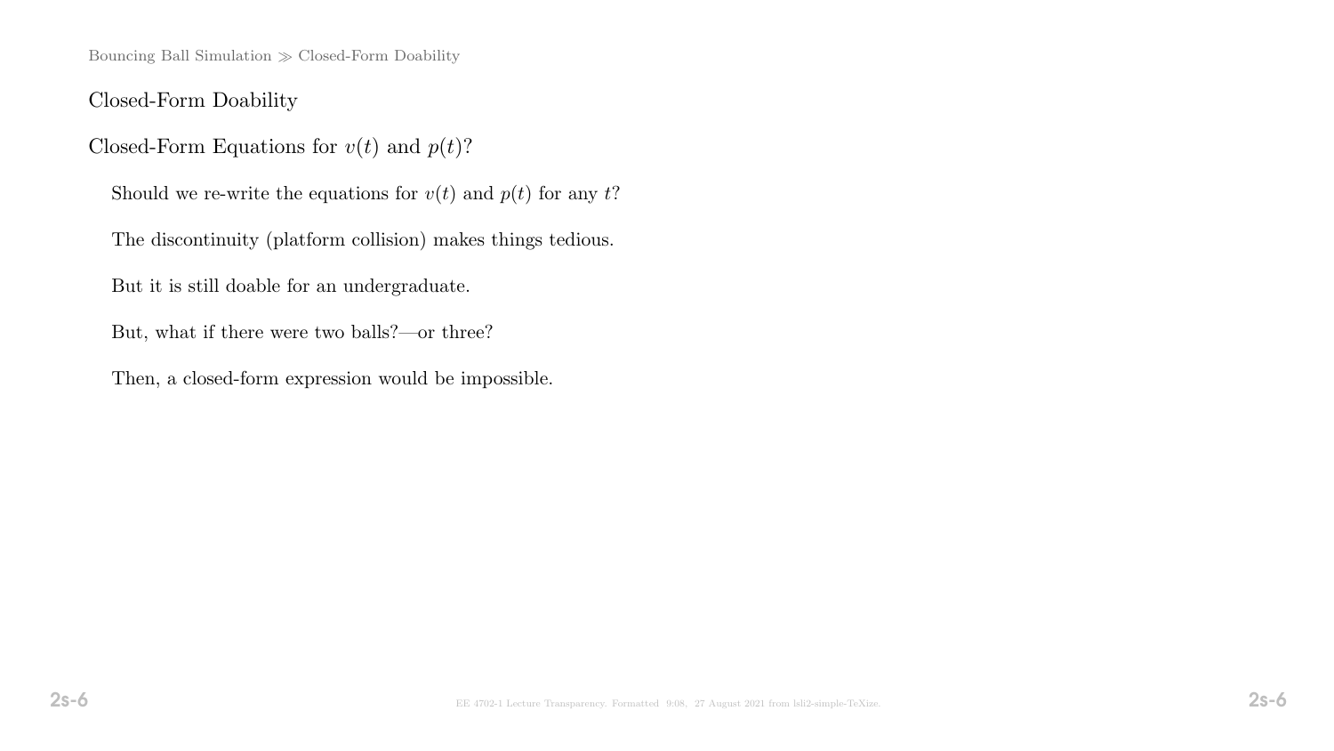## Closed-Form Doability

### Closed-Form Equations for $v(t)$ and $p(t)$?

Should we re-write the equations for $v(t)$ and $p(t)$ for any $t$?

The discontinuity (platform collision) makes things tedious.

But it is still doable for an undergraduate.

But, what if there were two balls?—or three?

Then, a closed-form expression would be impossible.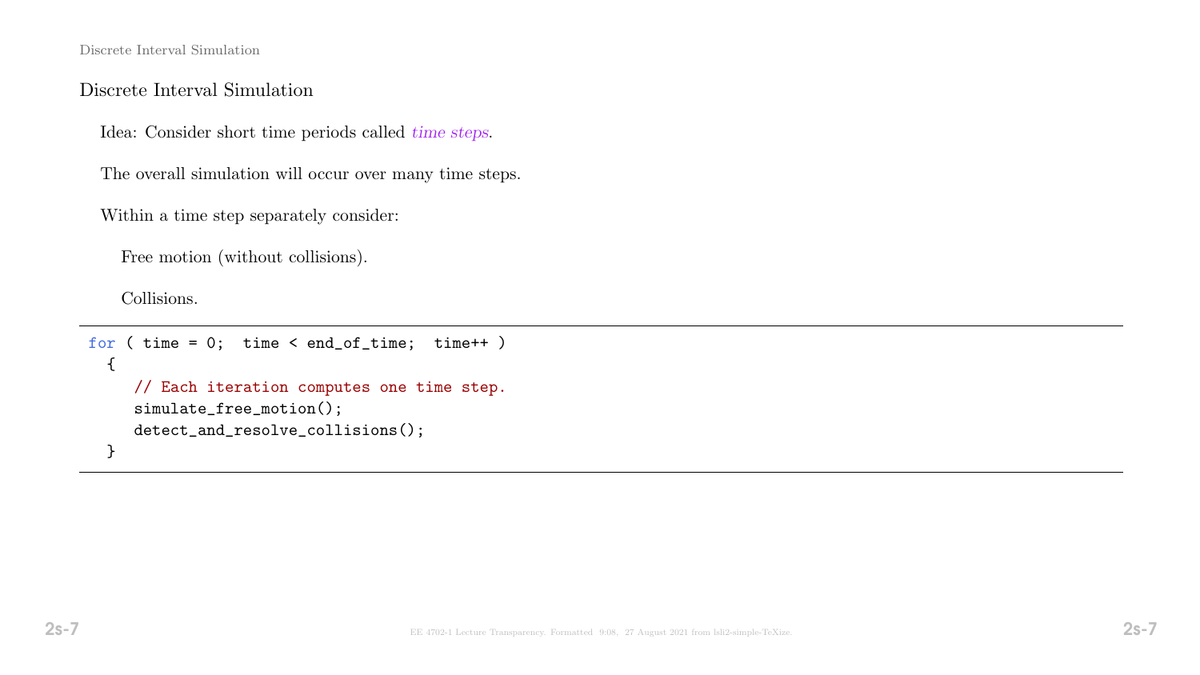## Discrete Interval Simulation

Idea: Consider short time periods called *time steps*.

The overall simulation will occur over many time steps.

Within a time step separately consider:

- Free motion (without collisions).
- Collisions.

```
for ( time = 0;  time < end_of_time;  time++ )
  {
    // Each iteration computes one time step.
    simulate_free_motion();
    detect_and_resolve_collisions();
  }
```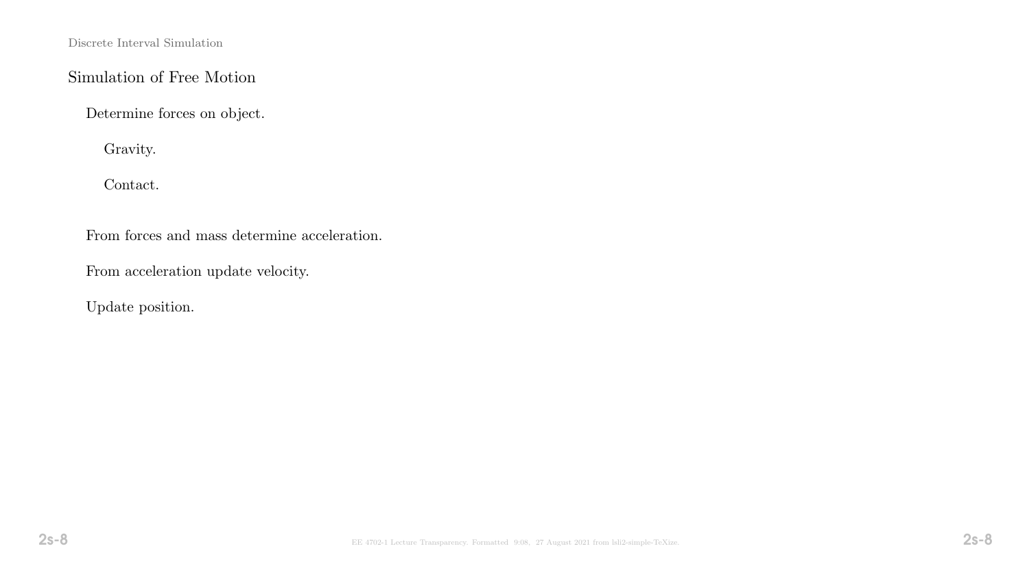## Simulation of Free Motion

Determine forces on object.

- Gravity.
- Contact.

From forces and mass determine acceleration.

From acceleration update velocity.

Update position.